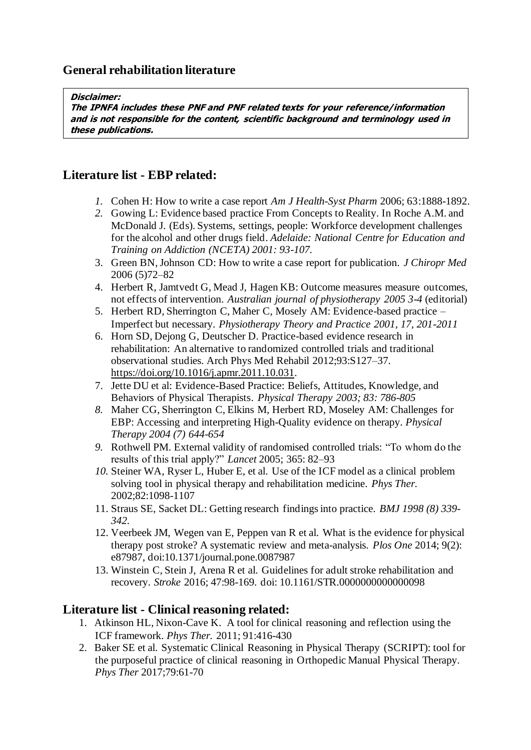## General rehabilitation literature

> ***Disclaimer:***
> ***The IPNFA includes these PNF and PNF related texts for your reference/information and is not responsible for the content, scientific background and terminology used in these publications.***

## Literature list - EBP related:

1. Cohen H: How to write a case report *Am J Health-Syst Pharm* 2006; 63:1888-1892.
2. Gowing L: Evidence based practice From Concepts to Reality. In Roche A.M. and McDonald J. (Eds). Systems, settings, people: Workforce development challenges for the alcohol and other drugs field. *Adelaide: National Centre for Education and Training on Addiction (NCETA) 2001: 93-107.*
3. Green BN, Johnson CD: How to write a case report for publication. *J Chiropr Med* 2006 (5)72–82
4. Herbert R, Jamtvedt G, Mead J, Hagen KB: Outcome measures measure outcomes, not effects of intervention. *Australian journal of physiotherapy 2005 3-4* (editorial)
5. Herbert RD, Sherrington C, Maher C, Mosely AM: Evidence-based practice – Imperfect but necessary. *Physiotherapy Theory and Practice 2001, 17, 201-2011*
6. Horn SD, Dejong G, Deutscher D. Practice-based evidence research in rehabilitation: An alternative to randomized controlled trials and traditional observational studies. Arch Phys Med Rehabil 2012;93:S127–37. https://doi.org/10.1016/j.apmr.2011.10.031.
7. Jette DU et al: Evidence-Based Practice: Beliefs, Attitudes, Knowledge, and Behaviors of Physical Therapists. *Physical Therapy 2003; 83: 786-805*
8. Maher CG, Sherrington C, Elkins M, Herbert RD, Moseley AM: Challenges for EBP: Accessing and interpreting High-Quality evidence on therapy. *Physical Therapy 2004 (7) 644-654*
9. Rothwell PM. External validity of randomised controlled trials: "To whom do the results of this trial apply?" *Lancet* 2005; 365: 82–93
10. Steiner WA, Ryser L, Huber E, et al. Use of the ICF model as a clinical problem solving tool in physical therapy and rehabilitation medicine. *Phys Ther.* 2002;82:1098-1107
11. Straus SE, Sacket DL: Getting research findings into practice. *BMJ 1998 (8) 339-342.*
12. Veerbeek JM, Wegen van E, Peppen van R et al. What is the evidence for physical therapy post stroke? A systematic review and meta-analysis. *Plos One* 2014; 9(2): e87987, doi:10.1371/journal.pone.0087987
13. Winstein C, Stein J, Arena R et al. Guidelines for adult stroke rehabilitation and recovery. *Stroke* 2016; 47:98-169. doi: 10.1161/STR.0000000000000098

## Literature list - Clinical reasoning related:

1. Atkinson HL, Nixon-Cave K. A tool for clinical reasoning and reflection using the ICF framework. *Phys Ther.* 2011; 91:416-430
2. Baker SE et al. Systematic Clinical Reasoning in Physical Therapy (SCRIPT): tool for the purposeful practice of clinical reasoning in Orthopedic Manual Physical Therapy. *Phys Ther* 2017;79:61-70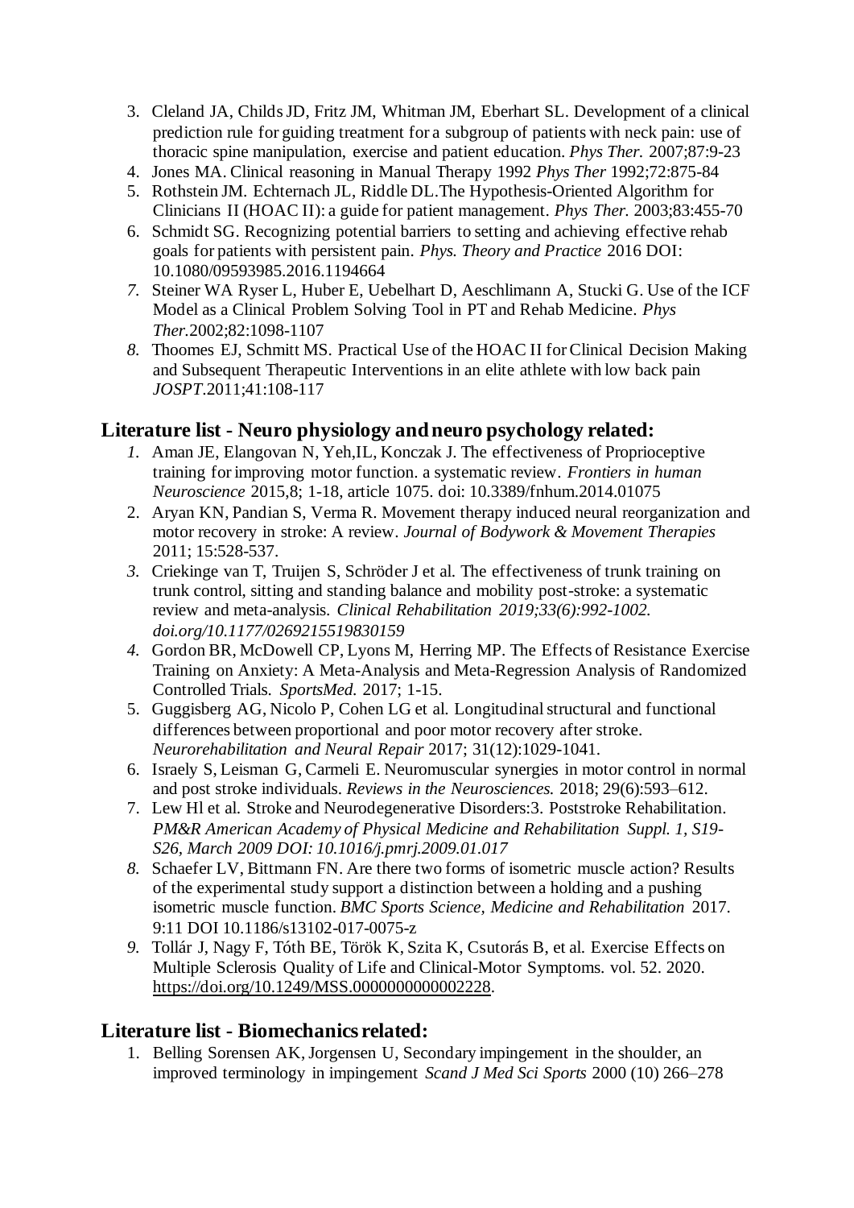3. Cleland JA, Childs JD, Fritz JM, Whitman JM, Eberhart SL. Development of a clinical prediction rule for guiding treatment for a subgroup of patients with neck pain: use of thoracic spine manipulation, exercise and patient education. *Phys Ther.* 2007;87:9-23
4. Jones MA. Clinical reasoning in Manual Therapy 1992 *Phys Ther* 1992;72:875-84
5. Rothstein JM. Echternach JL, Riddle DL.The Hypothesis-Oriented Algorithm for Clinicians II (HOAC II): a guide for patient management. *Phys Ther.* 2003;83:455-70
6. Schmidt SG. Recognizing potential barriers to setting and achieving effective rehab goals for patients with persistent pain. *Phys. Theory and Practice* 2016 DOI: 10.1080/09593985.2016.1194664
7. Steiner WA Ryser L, Huber E, Uebelhart D, Aeschlimann A, Stucki G. Use of the ICF Model as a Clinical Problem Solving Tool in PT and Rehab Medicine. *Phys Ther.*2002;82:1098-1107
8. Thoomes EJ, Schmitt MS. Practical Use of the HOAC II for Clinical Decision Making and Subsequent Therapeutic Interventions in an elite athlete with low back pain *JOSPT*.2011;41:108-117

## Literature list - Neuro physiology and neuro psychology related:

1. Aman JE, Elangovan N, Yeh,IL, Konczak J. The effectiveness of Proprioceptive training for improving motor function. a systematic review. *Frontiers in human Neuroscience* 2015,8; 1-18, article 1075. doi: 10.3389/fnhum.2014.01075
2. Aryan KN, Pandian S, Verma R. Movement therapy induced neural reorganization and motor recovery in stroke: A review. *Journal of Bodywork & Movement Therapies* 2011; 15:528-537.
3. Criekinge van T, Truijen S, Schröder J et al. The effectiveness of trunk training on trunk control, sitting and standing balance and mobility post-stroke: a systematic review and meta-analysis. *Clinical Rehabilitation 2019;33(6):992-1002. doi.org/10.1177/0269215519830159*
4. Gordon BR, McDowell CP, Lyons M, Herring MP. The Effects of Resistance Exercise Training on Anxiety: A Meta-Analysis and Meta-Regression Analysis of Randomized Controlled Trials. *SportsMed.* 2017; 1-15.
5. Guggisberg AG, Nicolo P, Cohen LG et al. Longitudinal structural and functional differences between proportional and poor motor recovery after stroke. *Neurorehabilitation and Neural Repair* 2017; 31(12):1029-1041.
6. Israely S, Leisman G, Carmeli E. Neuromuscular synergies in motor control in normal and post stroke individuals. *Reviews in the Neurosciences.* 2018; 29(6):593–612.
7. Lew Hl et al. Stroke and Neurodegenerative Disorders:3. Poststroke Rehabilitation. *PM&R American Academy of Physical Medicine and Rehabilitation Suppl. 1, S19-S26, March 2009 DOI: 10.1016/j.pmrj.2009.01.017*
8. Schaefer LV, Bittmann FN. Are there two forms of isometric muscle action? Results of the experimental study support a distinction between a holding and a pushing isometric muscle function. *BMC Sports Science, Medicine and Rehabilitation* 2017. 9:11 DOI 10.1186/s13102-017-0075-z
9. Tollár J, Nagy F, Tóth BE, Török K, Szita K, Csutorás B, et al. Exercise Effects on Multiple Sclerosis Quality of Life and Clinical-Motor Symptoms. vol. 52. 2020. https://doi.org/10.1249/MSS.0000000000002228.

## Literature list - Biomechanics related:

1. Belling Sorensen AK, Jorgensen U, Secondary impingement in the shoulder, an improved terminology in impingement *Scand J Med Sci Sports* 2000 (10) 266–278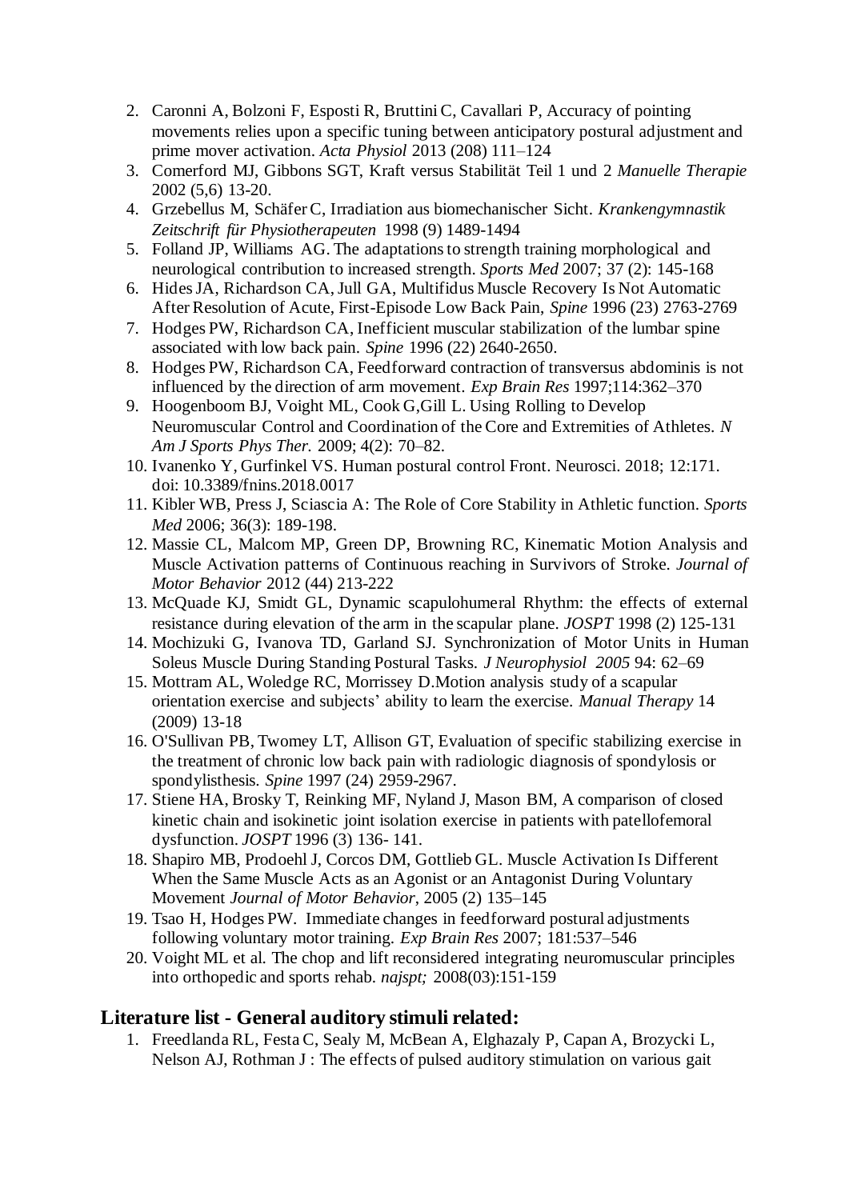2. Caronni A, Bolzoni F, Esposti R, Bruttini C, Cavallari P, Accuracy of pointing movements relies upon a specific tuning between anticipatory postural adjustment and prime mover activation. *Acta Physiol* 2013 (208) 111–124
3. Comerford MJ, Gibbons SGT, Kraft versus Stabilität Teil 1 und 2 *Manuelle Therapie* 2002 (5,6) 13-20.
4. Grzebellus M, Schäfer C, Irradiation aus biomechanischer Sicht. *Krankengymnastik Zeitschrift für Physiotherapeuten* 1998 (9) 1489-1494
5. Folland JP, Williams AG. The adaptations to strength training morphological and neurological contribution to increased strength. *Sports Med* 2007; 37 (2): 145-168
6. Hides JA, Richardson CA, Jull GA, Multifidus Muscle Recovery Is Not Automatic After Resolution of Acute, First-Episode Low Back Pain, *Spine* 1996 (23) 2763-2769
7. Hodges PW, Richardson CA, Inefficient muscular stabilization of the lumbar spine associated with low back pain. *Spine* 1996 (22) 2640-2650.
8. Hodges PW, Richardson CA, Feedforward contraction of transversus abdominis is not influenced by the direction of arm movement. *Exp Brain Res* 1997;114:362–370
9. Hoogenboom BJ, Voight ML, Cook G,Gill L. Using Rolling to Develop Neuromuscular Control and Coordination of the Core and Extremities of Athletes. *N Am J Sports Phys Ther.* 2009; 4(2): 70–82.
10. Ivanenko Y, Gurfinkel VS. Human postural control Front. Neurosci. 2018; 12:171. doi: 10.3389/fnins.2018.0017
11. Kibler WB, Press J, Sciascia A: The Role of Core Stability in Athletic function. *Sports Med* 2006; 36(3): 189-198.
12. Massie CL, Malcom MP, Green DP, Browning RC, Kinematic Motion Analysis and Muscle Activation patterns of Continuous reaching in Survivors of Stroke. *Journal of Motor Behavior* 2012 (44) 213-222
13. McQuade KJ, Smidt GL, Dynamic scapulohumeral Rhythm: the effects of external resistance during elevation of the arm in the scapular plane. *JOSPT* 1998 (2) 125-131
14. Mochizuki G, Ivanova TD, Garland SJ. Synchronization of Motor Units in Human Soleus Muscle During Standing Postural Tasks. *J Neurophysiol 2005* 94: 62–69
15. Mottram AL, Woledge RC, Morrissey D.Motion analysis study of a scapular orientation exercise and subjects' ability to learn the exercise. *Manual Therapy* 14 (2009) 13-18
16. O'Sullivan PB, Twomey LT, Allison GT, Evaluation of specific stabilizing exercise in the treatment of chronic low back pain with radiologic diagnosis of spondylosis or spondylisthesis. *Spine* 1997 (24) 2959-2967.
17. Stiene HA, Brosky T, Reinking MF, Nyland J, Mason BM, A comparison of closed kinetic chain and isokinetic joint isolation exercise in patients with patellofemoral dysfunction. *JOSPT* 1996 (3) 136- 141.
18. Shapiro MB, Prodoehl J, Corcos DM, Gottlieb GL. Muscle Activation Is Different When the Same Muscle Acts as an Agonist or an Antagonist During Voluntary Movement *Journal of Motor Behavior*, 2005 (2) 135–145
19. Tsao H, Hodges PW. Immediate changes in feedforward postural adjustments following voluntary motor training. *Exp Brain Res* 2007; 181:537–546
20. Voight ML et al. The chop and lift reconsidered integrating neuromuscular principles into orthopedic and sports rehab. *najspt;* 2008(03):151-159

## Literature list - General auditory stimuli related:

1. Freedlanda RL, Festa C, Sealy M, McBean A, Elghazaly P, Capan A, Brozycki L, Nelson AJ, Rothman J : The effects of pulsed auditory stimulation on various gait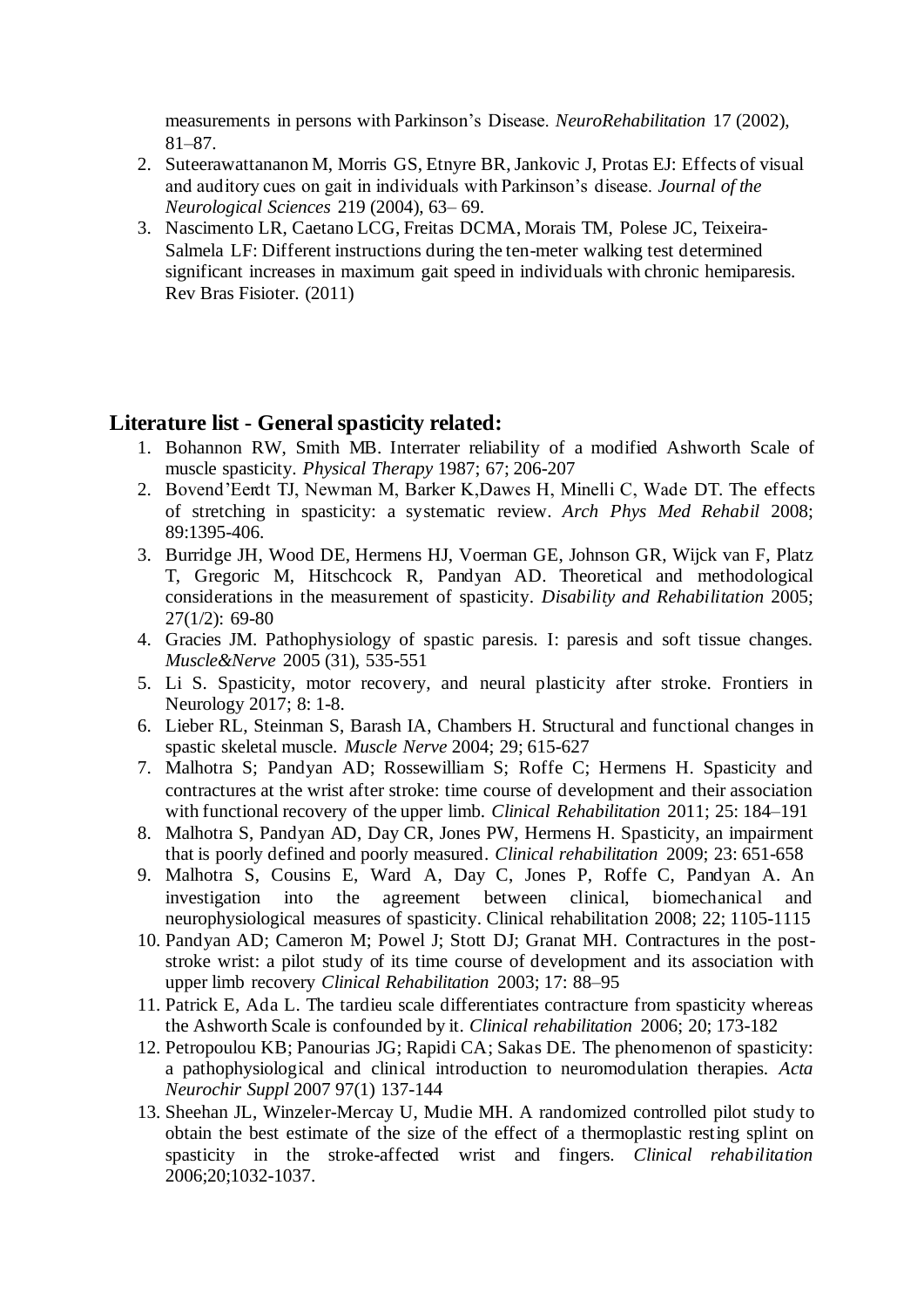measurements in persons with Parkinson's Disease. *NeuroRehabilitation* 17 (2002), 81–87.

2. Suteerawattananon M, Morris GS, Etnyre BR, Jankovic J, Protas EJ: Effects of visual and auditory cues on gait in individuals with Parkinson's disease. *Journal of the Neurological Sciences* 219 (2004), 63– 69.
3. Nascimento LR, Caetano LCG, Freitas DCMA, Morais TM, Polese JC, Teixeira-Salmela LF: Different instructions during the ten-meter walking test determined significant increases in maximum gait speed in individuals with chronic hemiparesis. Rev Bras Fisioter. (2011)

## Literature list - General spasticity related:

1. Bohannon RW, Smith MB. Interrater reliability of a modified Ashworth Scale of muscle spasticity. *Physical Therapy* 1987; 67; 206-207
2. Bovend'Eerdt TJ, Newman M, Barker K,Dawes H, Minelli C, Wade DT. The effects of stretching in spasticity: a systematic review. *Arch Phys Med Rehabil* 2008; 89:1395-406.
3. Burridge JH, Wood DE, Hermens HJ, Voerman GE, Johnson GR, Wijck van F, Platz T, Gregoric M, Hitschcock R, Pandyan AD. Theoretical and methodological considerations in the measurement of spasticity. *Disability and Rehabilitation* 2005; 27(1/2): 69-80
4. Gracies JM. Pathophysiology of spastic paresis. I: paresis and soft tissue changes. *Muscle&Nerve* 2005 (31), 535-551
5. Li S. Spasticity, motor recovery, and neural plasticity after stroke. Frontiers in Neurology 2017; 8: 1-8.
6. Lieber RL, Steinman S, Barash IA, Chambers H. Structural and functional changes in spastic skeletal muscle. *Muscle Nerve* 2004; 29; 615-627
7. Malhotra S; Pandyan AD; Rossewilliam S; Roffe C; Hermens H. Spasticity and contractures at the wrist after stroke: time course of development and their association with functional recovery of the upper limb. *Clinical Rehabilitation* 2011; 25: 184–191
8. Malhotra S, Pandyan AD, Day CR, Jones PW, Hermens H. Spasticity, an impairment that is poorly defined and poorly measured. *Clinical rehabilitation* 2009; 23: 651-658
9. Malhotra S, Cousins E, Ward A, Day C, Jones P, Roffe C, Pandyan A. An investigation into the agreement between clinical, biomechanical and neurophysiological measures of spasticity. Clinical rehabilitation 2008; 22; 1105-1115
10. Pandyan AD; Cameron M; Powel J; Stott DJ; Granat MH. Contractures in the post-stroke wrist: a pilot study of its time course of development and its association with upper limb recovery *Clinical Rehabilitation* 2003; 17: 88–95
11. Patrick E, Ada L. The tardieu scale differentiates contracture from spasticity whereas the Ashworth Scale is confounded by it. *Clinical rehabilitation* 2006; 20; 173-182
12. Petropoulou KB; Panourias JG; Rapidi CA; Sakas DE. The phenomenon of spasticity: a pathophysiological and clinical introduction to neuromodulation therapies. *Acta Neurochir Suppl* 2007 97(1) 137-144
13. Sheehan JL, Winzeler-Mercay U, Mudie MH. A randomized controlled pilot study to obtain the best estimate of the size of the effect of a thermoplastic resting splint on spasticity in the stroke-affected wrist and fingers. *Clinical rehabilitation* 2006;20;1032-1037.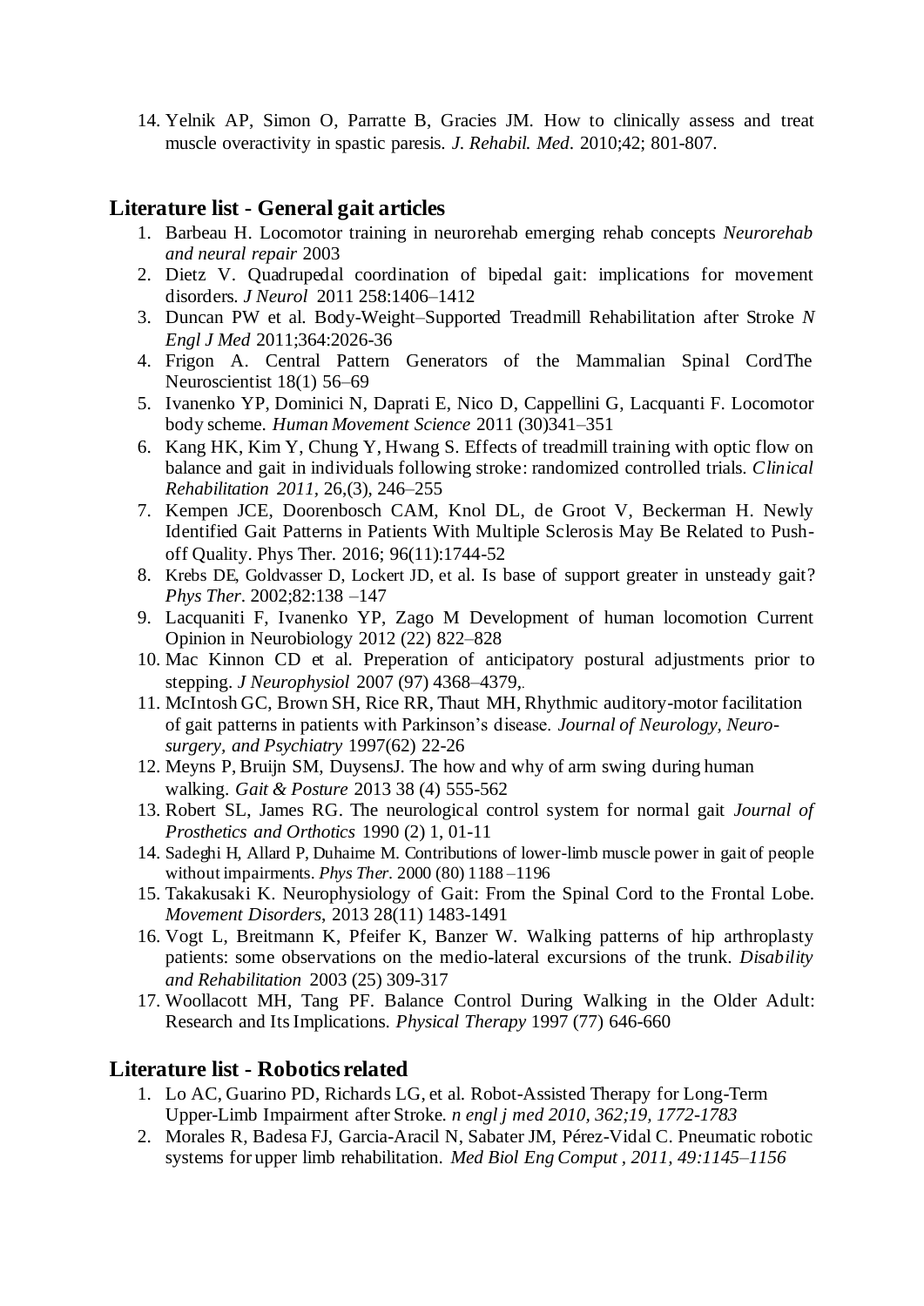14. Yelnik AP, Simon O, Parratte B, Gracies JM. How to clinically assess and treat muscle overactivity in spastic paresis. *J. Rehabil. Med*. 2010;42; 801-807.

## Literature list - General gait articles

1. Barbeau H. Locomotor training in neurorehab emerging rehab concepts *Neurorehab and neural repair* 2003
2. Dietz V. Quadrupedal coordination of bipedal gait: implications for movement disorders. *J Neurol* 2011 258:1406–1412
3. Duncan PW et al. Body-Weight–Supported Treadmill Rehabilitation after Stroke *N Engl J Med* 2011;364:2026-36
4. Frigon A. Central Pattern Generators of the Mammalian Spinal CordThe Neuroscientist 18(1) 56–69
5. Ivanenko YP, Dominici N, Daprati E, Nico D, Cappellini G, Lacquanti F. Locomotor body scheme. *Human Movement Science* 2011 (30)341–351
6. Kang HK, Kim Y, Chung Y, Hwang S. Effects of treadmill training with optic flow on balance and gait in individuals following stroke: randomized controlled trials. *Clinical Rehabilitation 2011*, 26,(3), 246–255
7. Kempen JCE, Doorenbosch CAM, Knol DL, de Groot V, Beckerman H. Newly Identified Gait Patterns in Patients With Multiple Sclerosis May Be Related to Push-off Quality. Phys Ther. 2016; 96(11):1744-52
8. Krebs DE, Goldvasser D, Lockert JD, et al. Is base of support greater in unsteady gait? *Phys Ther*. 2002;82:138 –147
9. Lacquaniti F, Ivanenko YP, Zago M Development of human locomotion Current Opinion in Neurobiology 2012 (22) 822–828
10. Mac Kinnon CD et al. Preperation of anticipatory postural adjustments prior to stepping. *J Neurophysiol* 2007 (97) 4368–4379,.
11. McIntosh GC, Brown SH, Rice RR, Thaut MH, Rhythmic auditory-motor facilitation of gait patterns in patients with Parkinson's disease. *Journal of Neurology, Neuro-surgery, and Psychiatry* 1997(62) 22-26
12. Meyns P, Bruijn SM, DuysensJ. The how and why of arm swing during human walking. *Gait & Posture* 2013 38 (4) 555-562
13. Robert SL, James RG. The neurological control system for normal gait *Journal of Prosthetics and Orthotics* 1990 (2) 1, 01-11
14. Sadeghi H, Allard P, Duhaime M. Contributions of lower-limb muscle power in gait of people without impairments. *Phys Ther*. 2000 (80) 1188 –1196
15. Takakusaki K. Neurophysiology of Gait: From the Spinal Cord to the Frontal Lobe. *Movement Disorders*, 2013 28(11) 1483-1491
16. Vogt L, Breitmann K, Pfeifer K, Banzer W. Walking patterns of hip arthroplasty patients: some observations on the medio-lateral excursions of the trunk. *Disability and Rehabilitation* 2003 (25) 309-317
17. Woollacott MH, Tang PF. Balance Control During Walking in the Older Adult: Research and Its Implications. *Physical Therapy* 1997 (77) 646-660

## Literature list - Robotics related

1. Lo AC, Guarino PD, Richards LG, et al. Robot-Assisted Therapy for Long-Term Upper-Limb Impairment after Stroke. *n engl j med 2010, 362;19, 1772-1783*
2. Morales R, Badesa FJ, Garcia-Aracil N, Sabater JM, Pérez-Vidal C. Pneumatic robotic systems for upper limb rehabilitation. *Med Biol Eng Comput , 2011, 49:1145–1156*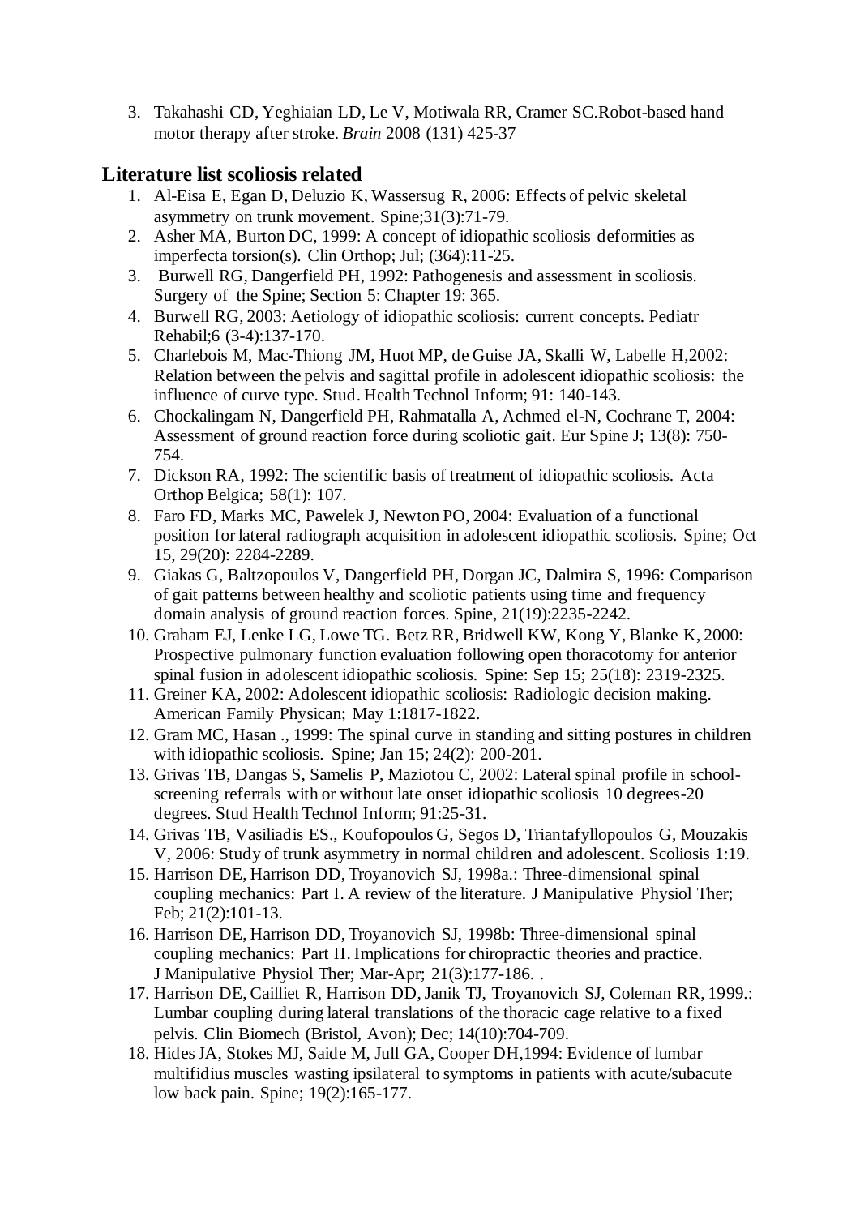3. Takahashi CD, Yeghiaian LD, Le V, Motiwala RR, Cramer SC.Robot-based hand motor therapy after stroke. *Brain* 2008 (131) 425-37

## Literature list scoliosis related

1. Al-Eisa E, Egan D, Deluzio K, Wassersug R, 2006: Effects of pelvic skeletal asymmetry on trunk movement. Spine;31(3):71-79.
2. Asher MA, Burton DC, 1999: A concept of idiopathic scoliosis deformities as imperfecta torsion(s). Clin Orthop; Jul; (364):11-25.
3. Burwell RG, Dangerfield PH, 1992: Pathogenesis and assessment in scoliosis. Surgery of the Spine; Section 5: Chapter 19: 365.
4. Burwell RG, 2003: Aetiology of idiopathic scoliosis: current concepts. Pediatr Rehabil;6 (3-4):137-170.
5. Charlebois M, Mac-Thiong JM, Huot MP, de Guise JA, Skalli W, Labelle H,2002: Relation between the pelvis and sagittal profile in adolescent idiopathic scoliosis: the influence of curve type. Stud. Health Technol Inform; 91: 140-143.
6. Chockalingam N, Dangerfield PH, Rahmatalla A, Achmed el-N, Cochrane T, 2004: Assessment of ground reaction force during scoliotic gait. Eur Spine J; 13(8): 750-754.
7. Dickson RA, 1992: The scientific basis of treatment of idiopathic scoliosis. Acta Orthop Belgica; 58(1): 107.
8. Faro FD, Marks MC, Pawelek J, Newton PO, 2004: Evaluation of a functional position for lateral radiograph acquisition in adolescent idiopathic scoliosis. Spine; Oct 15, 29(20): 2284-2289.
9. Giakas G, Baltzopoulos V, Dangerfield PH, Dorgan JC, Dalmira S, 1996: Comparison of gait patterns between healthy and scoliotic patients using time and frequency domain analysis of ground reaction forces. Spine, 21(19):2235-2242.
10. Graham EJ, Lenke LG, Lowe TG. Betz RR, Bridwell KW, Kong Y, Blanke K, 2000: Prospective pulmonary function evaluation following open thoracotomy for anterior spinal fusion in adolescent idiopathic scoliosis. Spine: Sep 15; 25(18): 2319-2325.
11. Greiner KA, 2002: Adolescent idiopathic scoliosis: Radiologic decision making. American Family Physican; May 1:1817-1822.
12. Gram MC, Hasan ., 1999: The spinal curve in standing and sitting postures in children with idiopathic scoliosis. Spine; Jan 15; 24(2): 200-201.
13. Grivas TB, Dangas S, Samelis P, Maziotou C, 2002: Lateral spinal profile in school-screening referrals with or without late onset idiopathic scoliosis 10 degrees-20 degrees. Stud Health Technol Inform; 91:25-31.
14. Grivas TB, Vasiliadis ES., Koufopoulos G, Segos D, Triantafyllopoulos G, Mouzakis V, 2006: Study of trunk asymmetry in normal children and adolescent. Scoliosis 1:19.
15. Harrison DE, Harrison DD, Troyanovich SJ, 1998a.: Three-dimensional spinal coupling mechanics: Part I. A review of the literature. J Manipulative Physiol Ther; Feb; 21(2):101-13.
16. Harrison DE, Harrison DD, Troyanovich SJ, 1998b: Three-dimensional spinal coupling mechanics: Part II. Implications for chiropractic theories and practice. J Manipulative Physiol Ther; Mar-Apr; 21(3):177-186. .
17. Harrison DE, Cailliet R, Harrison DD, Janik TJ, Troyanovich SJ, Coleman RR, 1999.: Lumbar coupling during lateral translations of the thoracic cage relative to a fixed pelvis. Clin Biomech (Bristol, Avon); Dec; 14(10):704-709.
18. Hides JA, Stokes MJ, Saide M, Jull GA, Cooper DH,1994: Evidence of lumbar multifidius muscles wasting ipsilateral to symptoms in patients with acute/subacute low back pain. Spine; 19(2):165-177.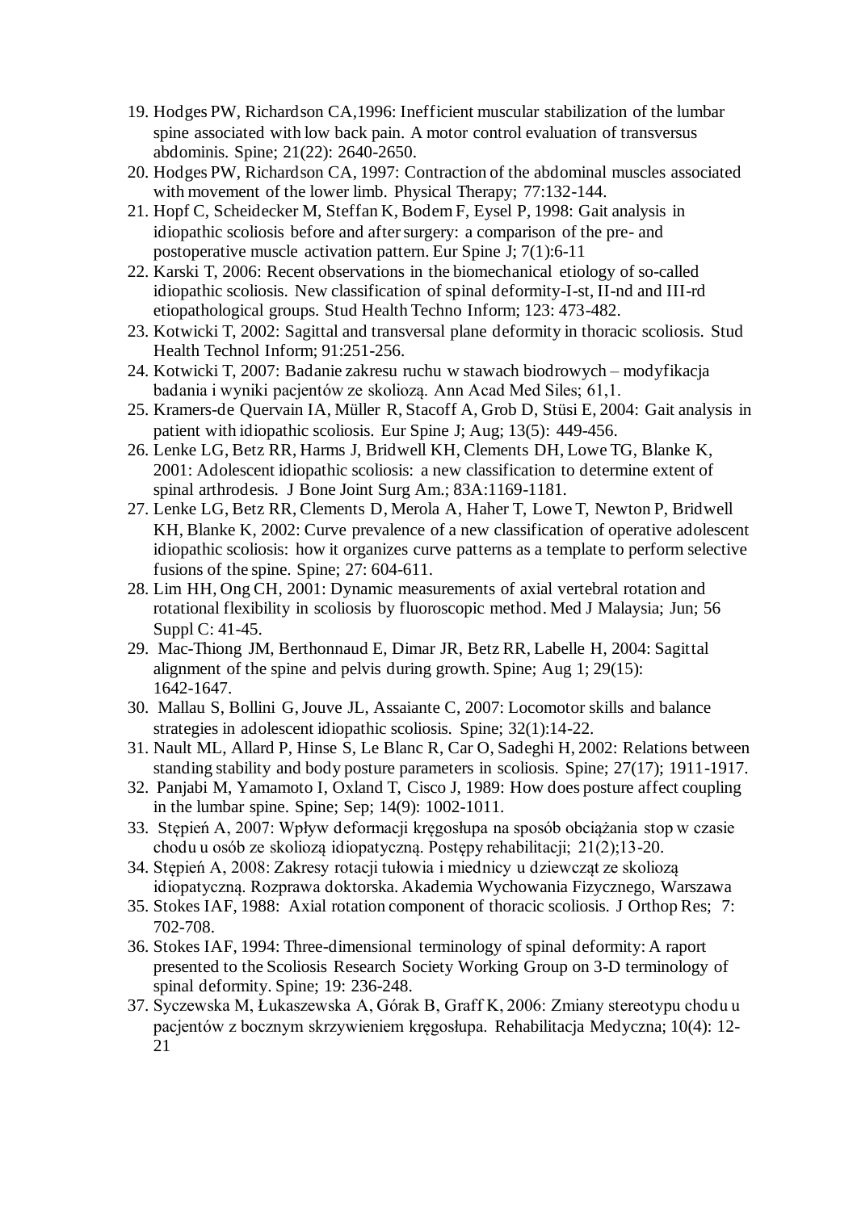19. Hodges PW, Richardson CA,1996: Inefficient muscular stabilization of the lumbar spine associated with low back pain. A motor control evaluation of transversus abdominis. Spine; 21(22): 2640-2650.
20. Hodges PW, Richardson CA, 1997: Contraction of the abdominal muscles associated with movement of the lower limb. Physical Therapy; 77:132-144.
21. Hopf C, Scheidecker M, Steffan K, Bodem F, Eysel P, 1998: Gait analysis in idiopathic scoliosis before and after surgery: a comparison of the pre- and postoperative muscle activation pattern. Eur Spine J; 7(1):6-11
22. Karski T, 2006: Recent observations in the biomechanical etiology of so-called idiopathic scoliosis. New classification of spinal deformity-I-st, II-nd and III-rd etiopathological groups. Stud Health Techno Inform; 123: 473-482.
23. Kotwicki T, 2002: Sagittal and transversal plane deformity in thoracic scoliosis. Stud Health Technol Inform; 91:251-256.
24. Kotwicki T, 2007: Badanie zakresu ruchu w stawach biodrowych – modyfikacja badania i wyniki pacjentów ze skoliozą. Ann Acad Med Siles; 61,1.
25. Kramers-de Quervain IA, Müller R, Stacoff A, Grob D, Stüsi E, 2004: Gait analysis in patient with idiopathic scoliosis. Eur Spine J; Aug; 13(5): 449-456.
26. Lenke LG, Betz RR, Harms J, Bridwell KH, Clements DH, Lowe TG, Blanke K, 2001: Adolescent idiopathic scoliosis: a new classification to determine extent of spinal arthrodesis. J Bone Joint Surg Am.; 83A:1169-1181.
27. Lenke LG, Betz RR, Clements D, Merola A, Haher T, Lowe T, Newton P, Bridwell KH, Blanke K, 2002: Curve prevalence of a new classification of operative adolescent idiopathic scoliosis: how it organizes curve patterns as a template to perform selective fusions of the spine. Spine; 27: 604-611.
28. Lim HH, Ong CH, 2001: Dynamic measurements of axial vertebral rotation and rotational flexibility in scoliosis by fluoroscopic method. Med J Malaysia; Jun; 56 Suppl C: 41-45.
29. Mac-Thiong JM, Berthonnaud E, Dimar JR, Betz RR, Labelle H, 2004: Sagittal alignment of the spine and pelvis during growth. Spine; Aug 1; 29(15): 1642-1647.
30. Mallau S, Bollini G, Jouve JL, Assaiante C, 2007: Locomotor skills and balance strategies in adolescent idiopathic scoliosis. Spine; 32(1):14-22.
31. Nault ML, Allard P, Hinse S, Le Blanc R, Car O, Sadeghi H, 2002: Relations between standing stability and body posture parameters in scoliosis. Spine; 27(17); 1911-1917.
32. Panjabi M, Yamamoto I, Oxland T, Cisco J, 1989: How does posture affect coupling in the lumbar spine. Spine; Sep; 14(9): 1002-1011.
33. Stępień A, 2007: Wpływ deformacji kręgosłupa na sposób obciążania stop w czasie chodu u osób ze skoliozą idiopatyczną. Postępy rehabilitacji; 21(2);13-20.
34. Stępień A, 2008: Zakresy rotacji tułowia i miednicy u dziewcząt ze skoliozą idiopatyczną. Rozprawa doktorska. Akademia Wychowania Fizycznego, Warszawa
35. Stokes IAF, 1988: Axial rotation component of thoracic scoliosis. J Orthop Res; 7: 702-708.
36. Stokes IAF, 1994: Three-dimensional terminology of spinal deformity: A raport presented to the Scoliosis Research Society Working Group on 3-D terminology of spinal deformity. Spine; 19: 236-248.
37. Syczewska M, Łukaszewska A, Górak B, Graff K, 2006: Zmiany stereotypu chodu u pacjentów z bocznym skrzywieniem kręgosłupa. Rehabilitacja Medyczna; 10(4): 12-21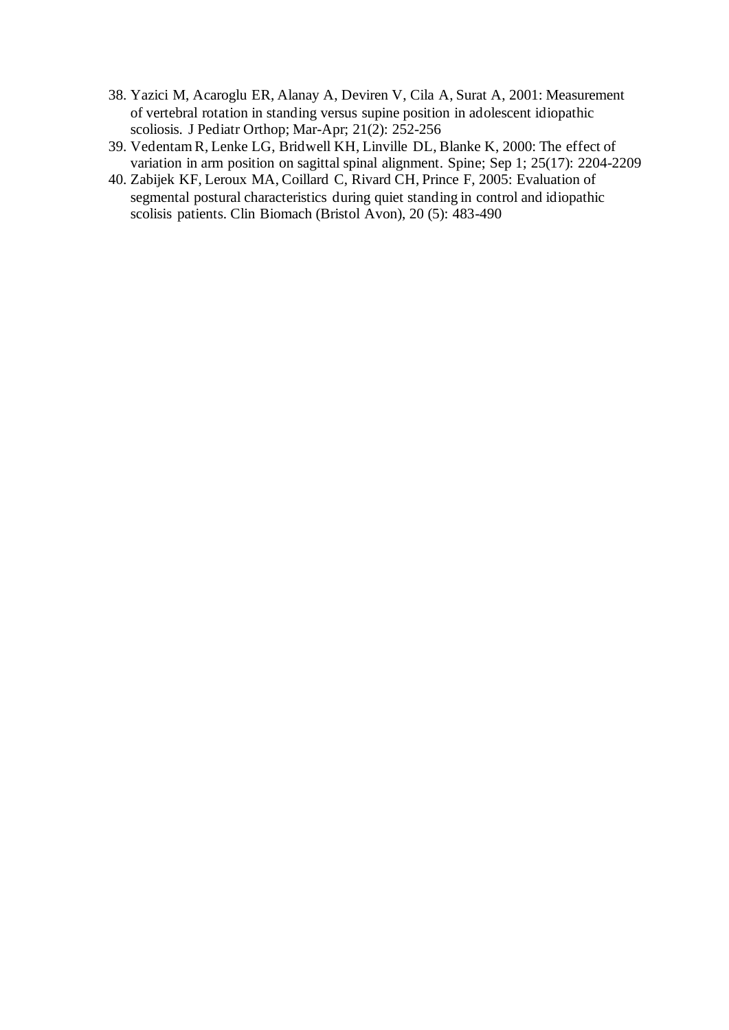38. Yazici M, Acaroglu ER, Alanay A, Deviren V, Cila A, Surat A, 2001: Measurement of vertebral rotation in standing versus supine position in adolescent idiopathic scoliosis. J Pediatr Orthop; Mar-Apr; 21(2): 252-256
39. Vedentam R, Lenke LG, Bridwell KH, Linville DL, Blanke K, 2000: The effect of variation in arm position on sagittal spinal alignment. Spine; Sep 1; 25(17): 2204-2209
40. Zabijek KF, Leroux MA, Coillard C, Rivard CH, Prince F, 2005: Evaluation of segmental postural characteristics during quiet standing in control and idiopathic scolisis patients. Clin Biomach (Bristol Avon), 20 (5): 483-490